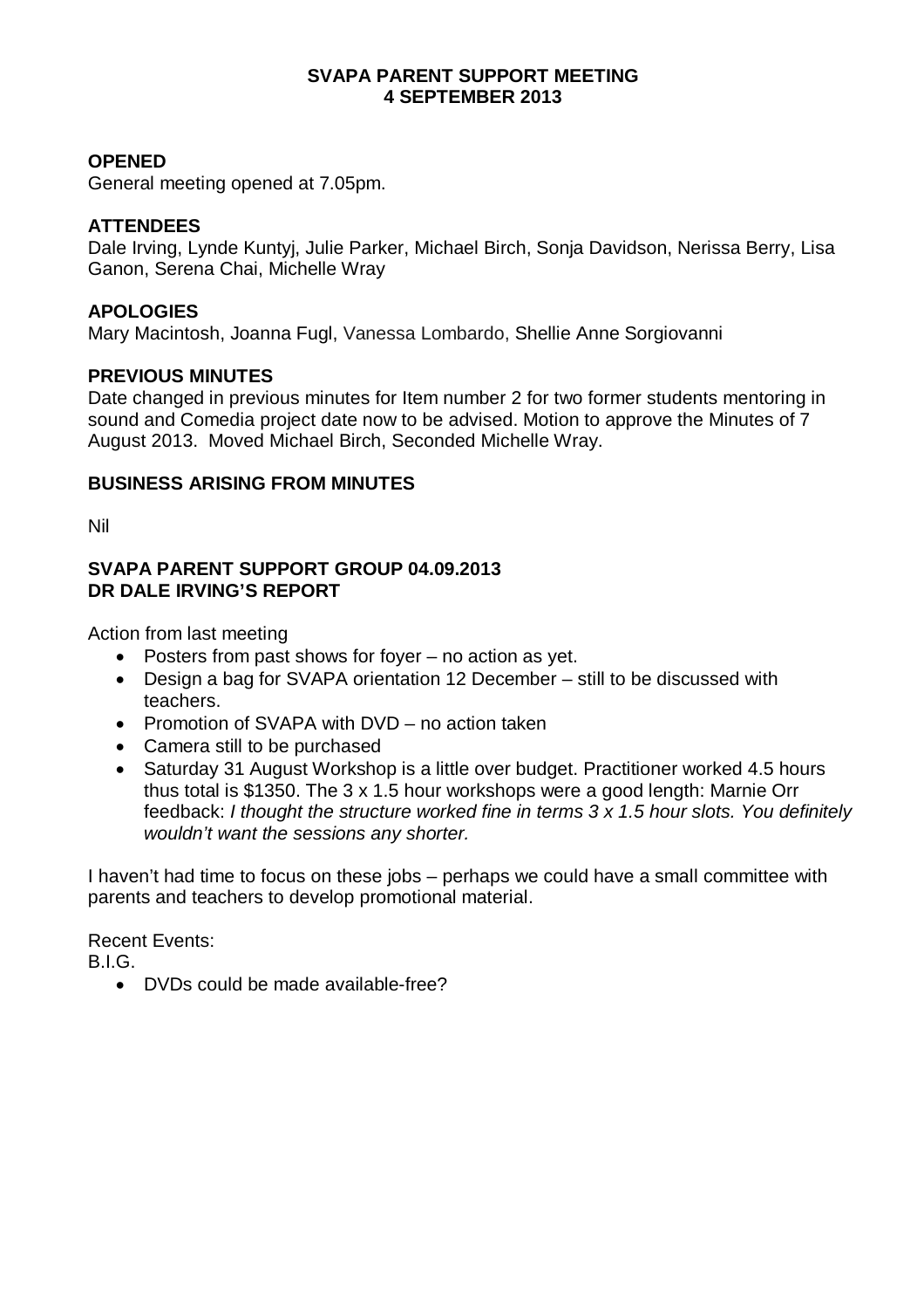**SVAPA PARENT SUPPORT MEETING**
**4 SEPTEMBER 2013**

## OPENED

General meeting opened at 7.05pm.

## ATTENDEES

Dale Irving, Lynde Kuntyj, Julie Parker, Michael Birch, Sonja Davidson, Nerissa Berry, Lisa Ganon, Serena Chai, Michelle Wray

## APOLOGIES

Mary Macintosh, Joanna Fugl, Vanessa Lombardo, Shellie Anne Sorgiovanni

## PREVIOUS MINUTES

Date changed in previous minutes for Item number 2 for two former students mentoring in sound and Comedia project date now to be advised. Motion to approve the Minutes of 7 August 2013. Moved Michael Birch, Seconded Michelle Wray.

## BUSINESS ARISING FROM MINUTES

Nil

## SVAPA PARENT SUPPORT GROUP 04.09.2013
## DR DALE IRVING'S REPORT

Action from last meeting

- Posters from past shows for foyer – no action as yet.
- Design a bag for SVAPA orientation 12 December – still to be discussed with teachers.
- Promotion of SVAPA with DVD – no action taken
- Camera still to be purchased
- Saturday 31 August Workshop is a little over budget. Practitioner worked 4.5 hours thus total is $1350. The 3 x 1.5 hour workshops were a good length: Marnie Orr feedback: *I thought the structure worked fine in terms 3 x 1.5 hour slots. You definitely wouldn't want the sessions any shorter.*

I haven't had time to focus on these jobs – perhaps we could have a small committee with parents and teachers to develop promotional material.

Recent Events:
B.I.G.

- DVDs could be made available-free?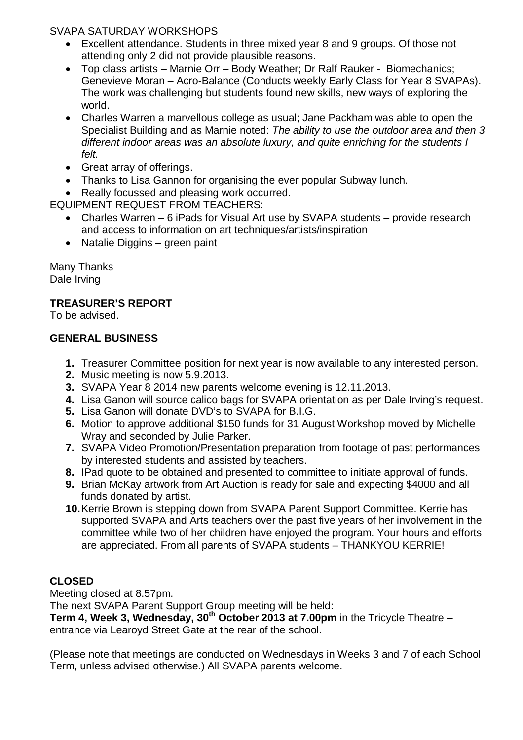SVAPA SATURDAY WORKSHOPS

- Excellent attendance. Students in three mixed year 8 and 9 groups. Of those not attending only 2 did not provide plausible reasons.
- Top class artists – Marnie Orr – Body Weather; Dr Ralf Rauker - Biomechanics; Genevieve Moran – Acro-Balance (Conducts weekly Early Class for Year 8 SVAPAs). The work was challenging but students found new skills, new ways of exploring the world.
- Charles Warren a marvellous college as usual; Jane Packham was able to open the Specialist Building and as Marnie noted: *The ability to use the outdoor area and then 3 different indoor areas was an absolute luxury, and quite enriching for the students I felt.*
- Great array of offerings.
- Thanks to Lisa Gannon for organising the ever popular Subway lunch.
- Really focussed and pleasing work occurred.

EQUIPMENT REQUEST FROM TEACHERS:

- Charles Warren – 6 iPads for Visual Art use by SVAPA students – provide research and access to information on art techniques/artists/inspiration
- Natalie Diggins – green paint

Many Thanks
Dale Irving

**TREASURER'S REPORT**

To be advised.

**GENERAL BUSINESS**

1. Treasurer Committee position for next year is now available to any interested person.
2. Music meeting is now 5.9.2013.
3. SVAPA Year 8 2014 new parents welcome evening is 12.11.2013.
4. Lisa Ganon will source calico bags for SVAPA orientation as per Dale Irving's request.
5. Lisa Ganon will donate DVD's to SVAPA for B.I.G.
6. Motion to approve additional $150 funds for 31 August Workshop moved by Michelle Wray and seconded by Julie Parker.
7. SVAPA Video Promotion/Presentation preparation from footage of past performances by interested students and assisted by teachers.
8. IPad quote to be obtained and presented to committee to initiate approval of funds.
9. Brian McKay artwork from Art Auction is ready for sale and expecting $4000 and all funds donated by artist.
10. Kerrie Brown is stepping down from SVAPA Parent Support Committee. Kerrie has supported SVAPA and Arts teachers over the past five years of her involvement in the committee while two of her children have enjoyed the program. Your hours and efforts are appreciated. From all parents of SVAPA students – THANKYOU KERRIE!

**CLOSED**

Meeting closed at 8.57pm.
The next SVAPA Parent Support Group meeting will be held:
**Term 4, Week 3, Wednesday, 30th October 2013 at 7.00pm** in the Tricycle Theatre – entrance via Learoyd Street Gate at the rear of the school.

(Please note that meetings are conducted on Wednesdays in Weeks 3 and 7 of each School Term, unless advised otherwise.) All SVAPA parents welcome.